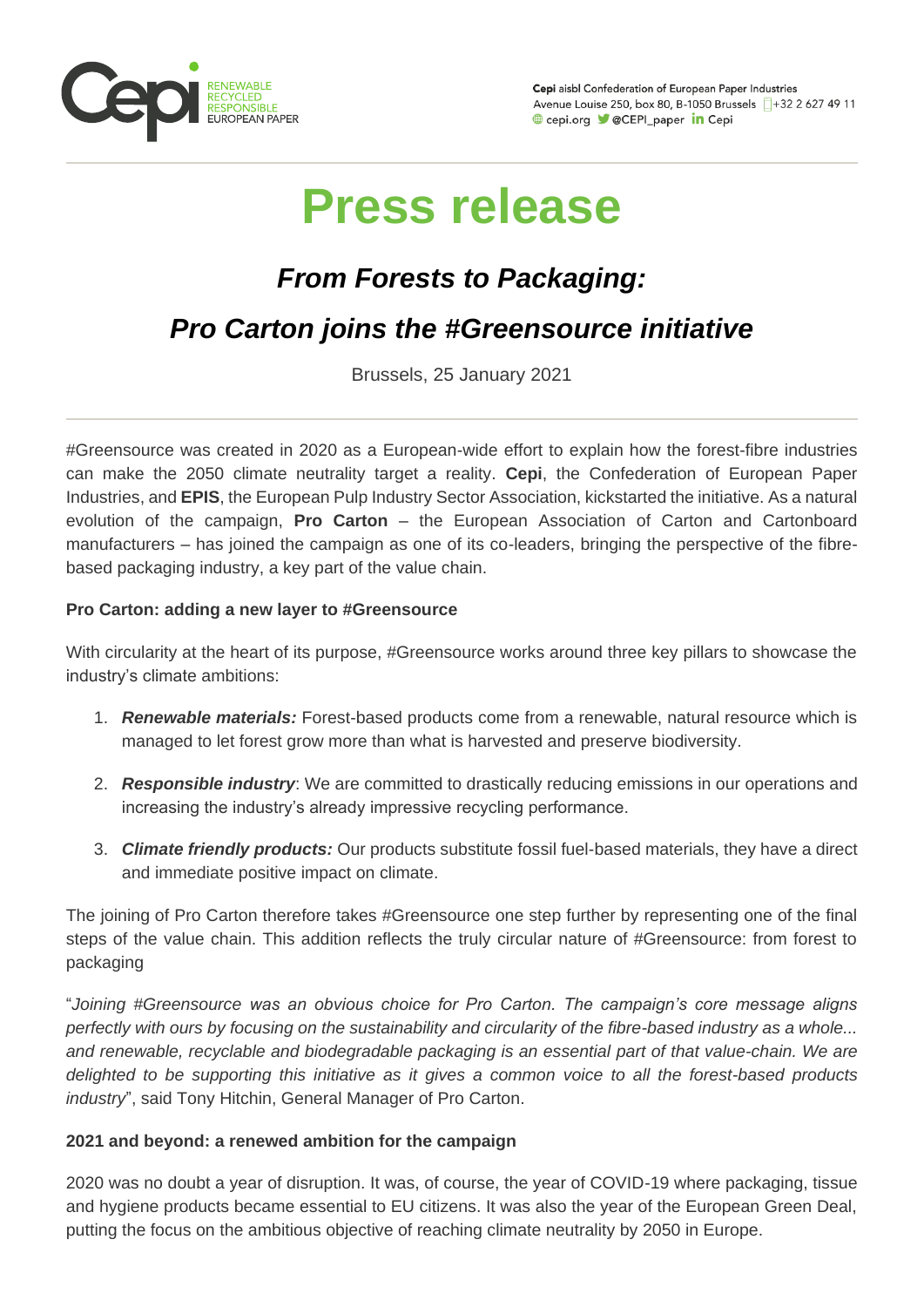Cepi aisbl Confederation of European Paper Industries
Avenue Louise 250, box 80, B-1050 Brussels +32 2 627 49 11
cepi.org @CEPI_paper Cepi

# Press release

## *From Forests to Packaging:*

## *Pro Carton joins the #Greensource initiative*

Brussels, 25 January 2021

#Greensource was created in 2020 as a European-wide effort to explain how the forest-fibre industries can make the 2050 climate neutrality target a reality. **Cepi**, the Confederation of European Paper Industries, and **EPIS**, the European Pulp Industry Sector Association, kickstarted the initiative. As a natural evolution of the campaign, **Pro Carton** – the European Association of Carton and Cartonboard manufacturers – has joined the campaign as one of its co-leaders, bringing the perspective of the fibre-based packaging industry, a key part of the value chain.

**Pro Carton: adding a new layer to #Greensource**

With circularity at the heart of its purpose, #Greensource works around three key pillars to showcase the industry's climate ambitions:

1. ***Renewable materials:*** Forest-based products come from a renewable, natural resource which is managed to let forest grow more than what is harvested and preserve biodiversity.
2. ***Responsible industry***: We are committed to drastically reducing emissions in our operations and increasing the industry's already impressive recycling performance.
3. ***Climate friendly products:*** Our products substitute fossil fuel-based materials, they have a direct and immediate positive impact on climate.

The joining of Pro Carton therefore takes #Greensource one step further by representing one of the final steps of the value chain. This addition reflects the truly circular nature of #Greensource: from forest to packaging

"*Joining #Greensource was an obvious choice for Pro Carton. The campaign's core message aligns perfectly with ours by focusing on the sustainability and circularity of the fibre-based industry as a whole... and renewable, recyclable and biodegradable packaging is an essential part of that value-chain. We are delighted to be supporting this initiative as it gives a common voice to all the forest-based products industry*", said Tony Hitchin, General Manager of Pro Carton.

**2021 and beyond: a renewed ambition for the campaign**

2020 was no doubt a year of disruption. It was, of course, the year of COVID-19 where packaging, tissue and hygiene products became essential to EU citizens. It was also the year of the European Green Deal, putting the focus on the ambitious objective of reaching climate neutrality by 2050 in Europe.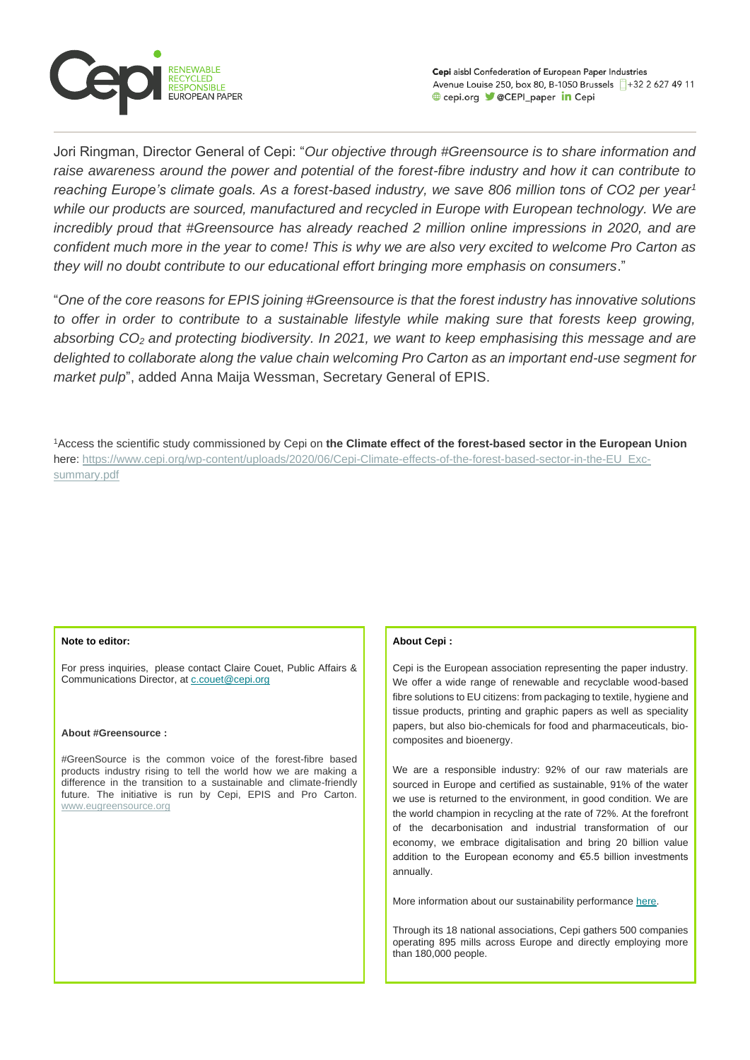Jori Ringman, Director General of Cepi: "*Our objective through #Greensource is to share information and raise awareness around the power and potential of the forest-fibre industry and how it can contribute to reaching Europe's climate goals. As a forest-based industry, we save 806 million tons of CO2 per year*[1] *while our products are sourced, manufactured and recycled in Europe with European technology. We are incredibly proud that #Greensource has already reached 2 million online impressions in 2020, and are confident much more in the year to come! This is why we are also very excited to welcome Pro Carton as they will no doubt contribute to our educational effort bringing more emphasis on consumers*."

"*One of the core reasons for EPIS joining #Greensource is that the forest industry has innovative solutions to offer in order to contribute to a sustainable lifestyle while making sure that forests keep growing, absorbing $CO_2$ and protecting biodiversity. In 2021, we want to keep emphasising this message and are delighted to collaborate along the value chain welcoming Pro Carton as an important end-use segment for market pulp*", added Anna Maija Wessman, Secretary General of EPIS.

[1]Access the scientific study commissioned by Cepi on **the Climate effect of the forest-based sector in the European Union** here: https://www.cepi.org/wp-content/uploads/2020/06/Cepi-Climate-effects-of-the-forest-based-sector-in-the-EU_Exc-summary.pdf

**Note to editor:**

For press inquiries, please contact Claire Couet, Public Affairs & Communications Director, at c.couet@cepi.org

**About #Greensource :**

#GreenSource is the common voice of the forest-fibre based products industry rising to tell the world how we are making a difference in the transition to a sustainable and climate-friendly future. The initiative is run by Cepi, EPIS and Pro Carton. www.eugreensource.org

**About Cepi :**

Cepi is the European association representing the paper industry. We offer a wide range of renewable and recyclable wood-based fibre solutions to EU citizens: from packaging to textile, hygiene and tissue products, printing and graphic papers as well as speciality papers, but also bio-chemicals for food and pharmaceuticals, bio-composites and bioenergy.

We are a responsible industry: 92% of our raw materials are sourced in Europe and certified as sustainable, 91% of the water we use is returned to the environment, in good condition. We are the world champion in recycling at the rate of 72%. At the forefront of the decarbonisation and industrial transformation of our economy, we embrace digitalisation and bring 20 billion value addition to the European economy and €5.5 billion investments annually.

More information about our sustainability performance here.

Through its 18 national associations, Cepi gathers 500 companies operating 895 mills across Europe and directly employing more than 180,000 people.